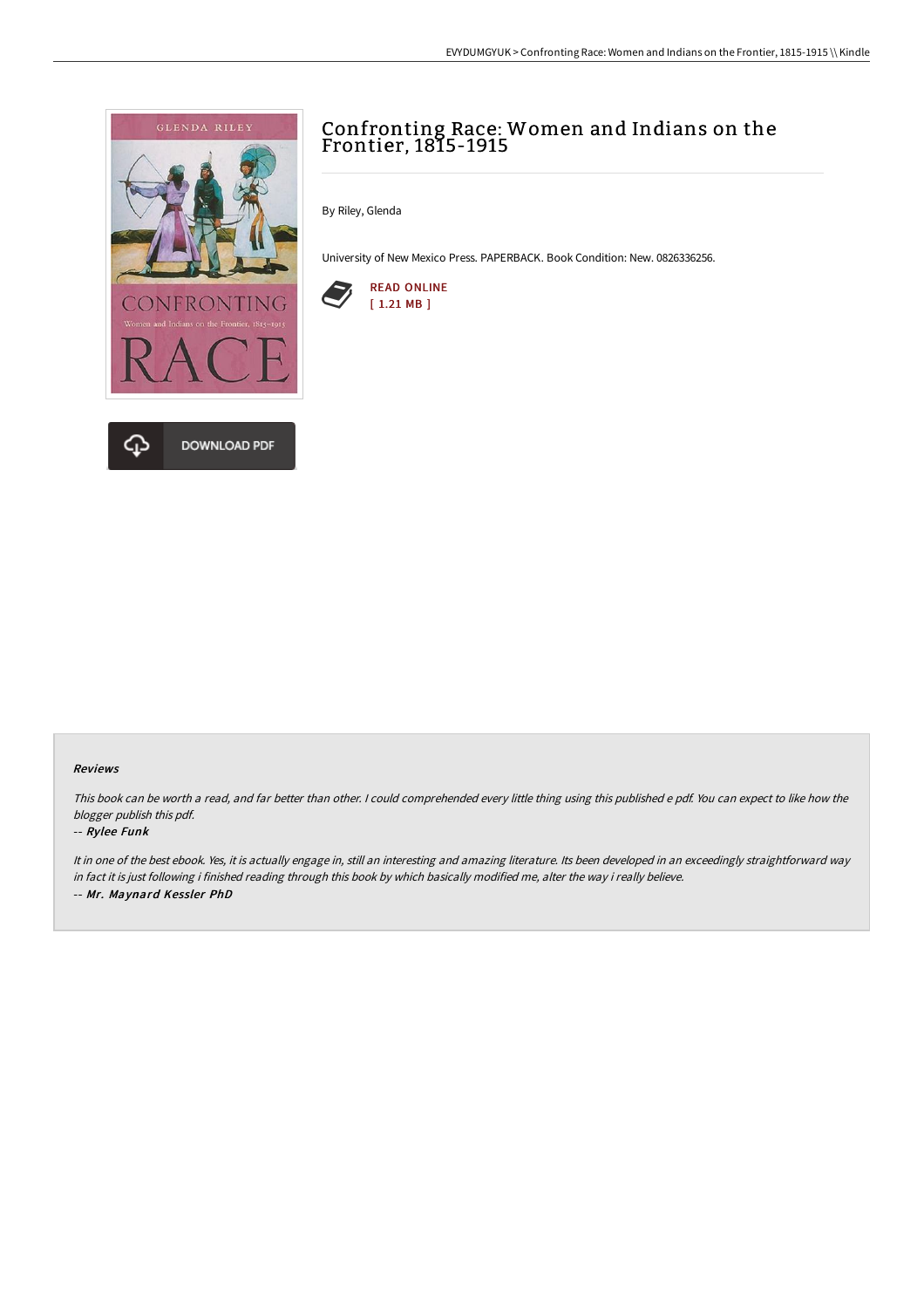# Confronting Race: Women and Indians on the Frontier, 1815-1915

By Riley, Glenda

University of New Mexico Press. PAPERBACK. Book Condition: New. 0826336256.

READ ONLINE
[ 1.21 MB ]

DOWNLOAD PDF

### Reviews

*This book can be worth a read, and far better than other. I could comprehended every little thing using this published e pdf. You can expect to like how the blogger publish this pdf.*

*-- Rylee Funk*

*It in one of the best ebook. Yes, it is actually engage in, still an interesting and amazing literature. Its been developed in an exceedingly straightforward way in fact it is just following i finished reading through this book by which basically modified me, alter the way i really believe.*

*-- Mr. Maynard Kessler PhD*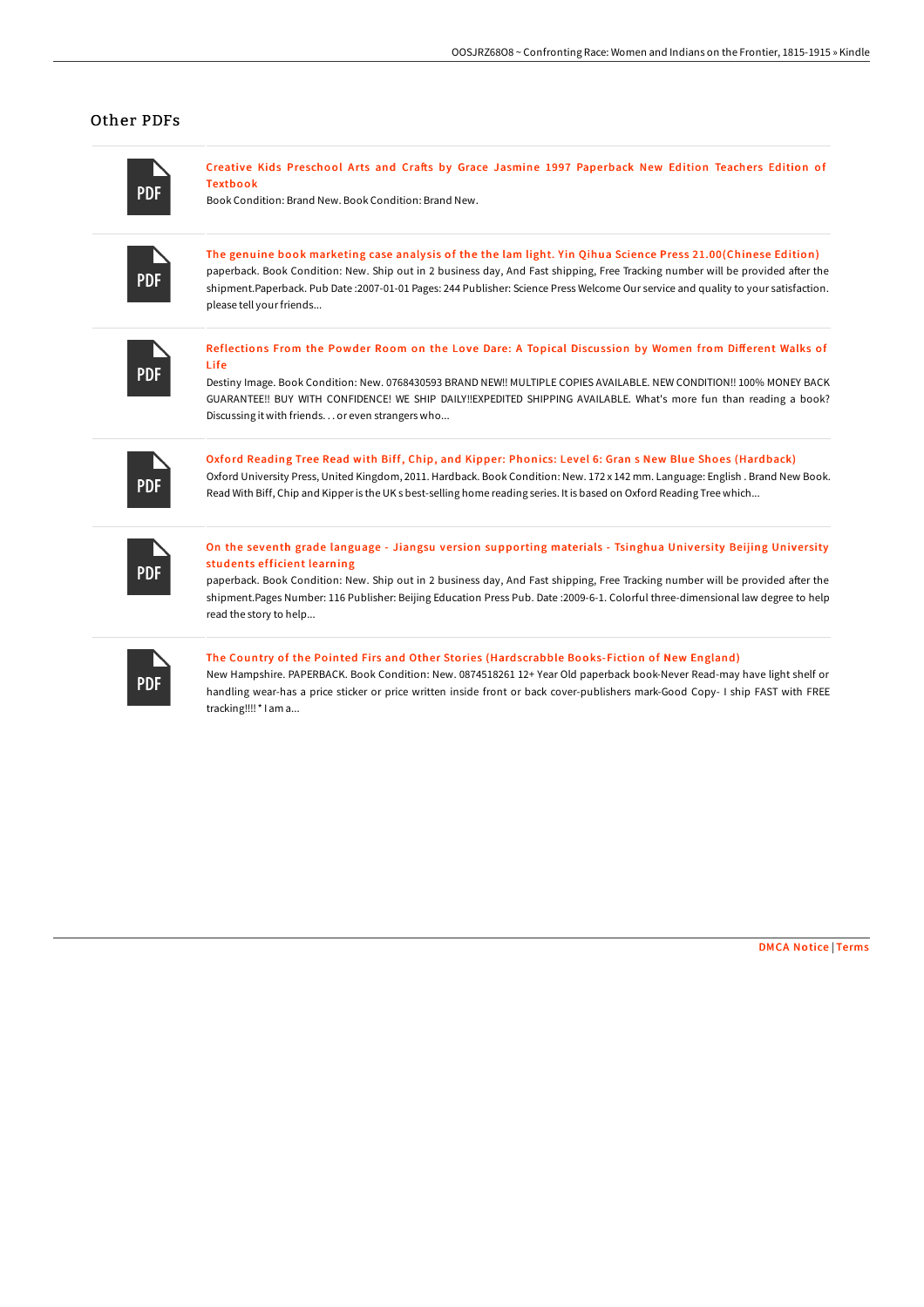## Other PDFs

**Creative Kids Preschool Arts and Crafts by Grace Jasmine 1997 Paperback New Edition Teachers Edition of Textbook**

Book Condition: Brand New. Book Condition: Brand New.

**The genuine book marketing case analysis of the the lam light. Yin Qihua Science Press 21.00(Chinese Edition)**

paperback. Book Condition: New. Ship out in 2 business day, And Fast shipping, Free Tracking number will be provided after the shipment.Paperback. Pub Date :2007-01-01 Pages: 244 Publisher: Science Press Welcome Our service and quality to your satisfaction. please tell your friends...

**Reflections From the Powder Room on the Love Dare: A Topical Discussion by Women from Different Walks of Life**

Destiny Image. Book Condition: New. 0768430593 BRAND NEW!! MULTIPLE COPIES AVAILABLE. NEW CONDITION!! 100% MONEY BACK GUARANTEE!! BUY WITH CONFIDENCE! WE SHIP DAILY!!EXPEDITED SHIPPING AVAILABLE. What's more fun than reading a book? Discussing it with friends. . . or even strangers who...

**Oxford Reading Tree Read with Biff, Chip, and Kipper: Phonics: Level 6: Gran s New Blue Shoes (Hardback)**

Oxford University Press, United Kingdom, 2011. Hardback. Book Condition: New. 172 x 142 mm. Language: English . Brand New Book. Read With Biff, Chip and Kipper is the UK s best-selling home reading series. It is based on Oxford Reading Tree which...

**On the seventh grade language - Jiangsu version supporting materials - Tsinghua University Beijing University students efficient learning**

paperback. Book Condition: New. Ship out in 2 business day, And Fast shipping, Free Tracking number will be provided after the shipment.Pages Number: 116 Publisher: Beijing Education Press Pub. Date :2009-6-1. Colorful three-dimensional law degree to help read the story to help...

**The Country of the Pointed Firs and Other Stories (Hardscrabble Books-Fiction of New England)**

New Hampshire. PAPERBACK. Book Condition: New. 0874518261 12+ Year Old paperback book-Never Read-may have light shelf or handling wear-has a price sticker or price written inside front or back cover-publishers mark-Good Copy- I ship FAST with FREE tracking!!!! * I am a...